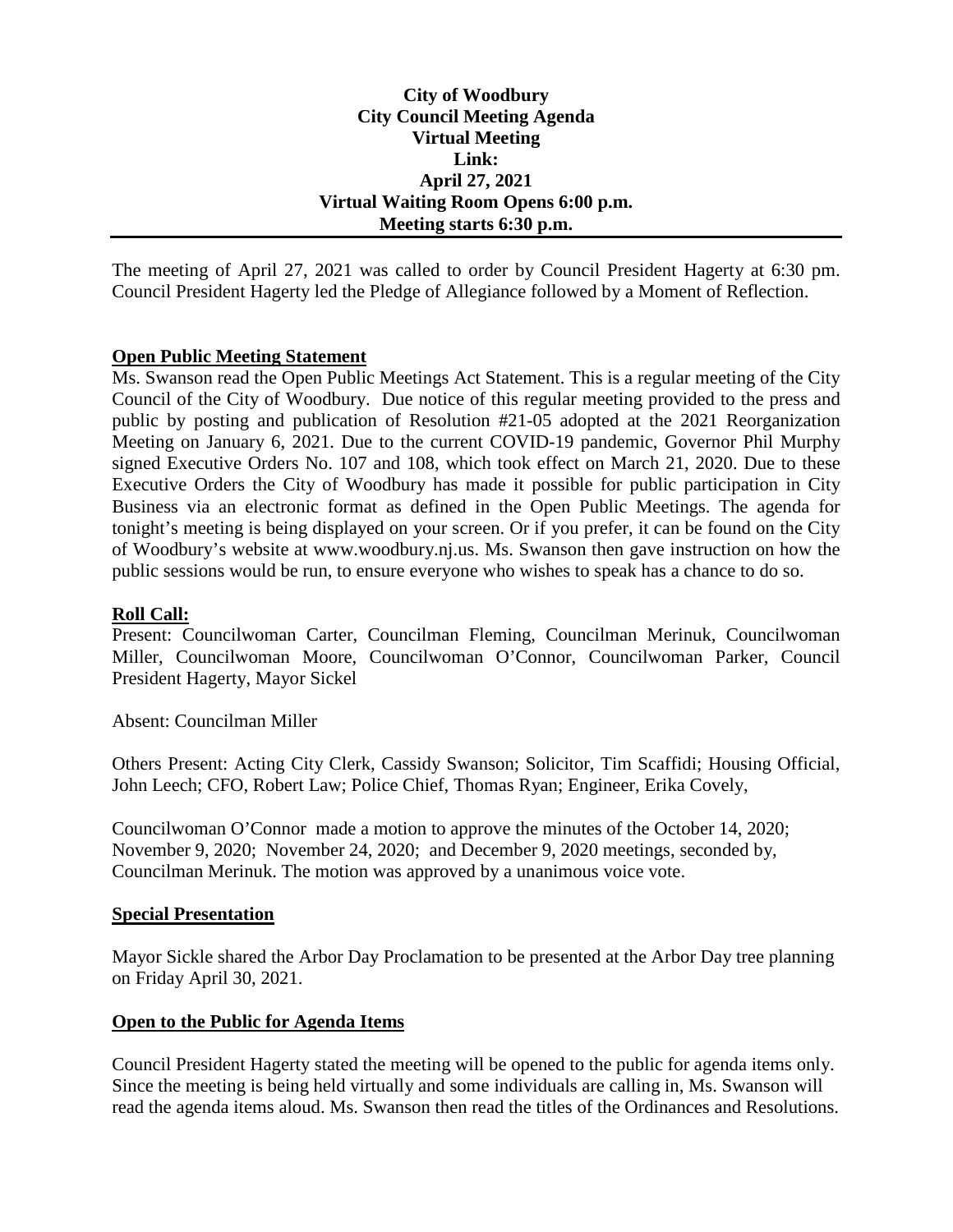**City of Woodbury**
**City Council Meeting Agenda**
**Virtual Meeting**
**Link:**
**April 27, 2021**
**Virtual Waiting Room Opens 6:00 p.m.**
**Meeting starts 6:30 p.m.**

---

The meeting of April 27, 2021 was called to order by Council President Hagerty at 6:30 pm. Council President Hagerty led the Pledge of Allegiance followed by a Moment of Reflection.

## Open Public Meeting Statement

Ms. Swanson read the Open Public Meetings Act Statement. This is a regular meeting of the City Council of the City of Woodbury. Due notice of this regular meeting provided to the press and public by posting and publication of Resolution #21-05 adopted at the 2021 Reorganization Meeting on January 6, 2021. Due to the current COVID-19 pandemic, Governor Phil Murphy signed Executive Orders No. 107 and 108, which took effect on March 21, 2020. Due to these Executive Orders the City of Woodbury has made it possible for public participation in City Business via an electronic format as defined in the Open Public Meetings. The agenda for tonight's meeting is being displayed on your screen. Or if you prefer, it can be found on the City of Woodbury's website at www.woodbury.nj.us. Ms. Swanson then gave instruction on how the public sessions would be run, to ensure everyone who wishes to speak has a chance to do so.

## Roll Call:

Present: Councilwoman Carter, Councilman Fleming, Councilman Merinuk, Councilwoman Miller, Councilwoman Moore, Councilwoman O'Connor, Councilwoman Parker, Council President Hagerty, Mayor Sickel

Absent: Councilman Miller

Others Present: Acting City Clerk, Cassidy Swanson; Solicitor, Tim Scaffidi; Housing Official, John Leech; CFO, Robert Law; Police Chief, Thomas Ryan; Engineer, Erika Covely,

Councilwoman O'Connor made a motion to approve the minutes of the October 14, 2020; November 9, 2020; November 24, 2020; and December 9, 2020 meetings, seconded by, Councilman Merinuk. The motion was approved by a unanimous voice vote.

## Special Presentation

Mayor Sickle shared the Arbor Day Proclamation to be presented at the Arbor Day tree planning on Friday April 30, 2021.

## Open to the Public for Agenda Items

Council President Hagerty stated the meeting will be opened to the public for agenda items only. Since the meeting is being held virtually and some individuals are calling in, Ms. Swanson will read the agenda items aloud. Ms. Swanson then read the titles of the Ordinances and Resolutions.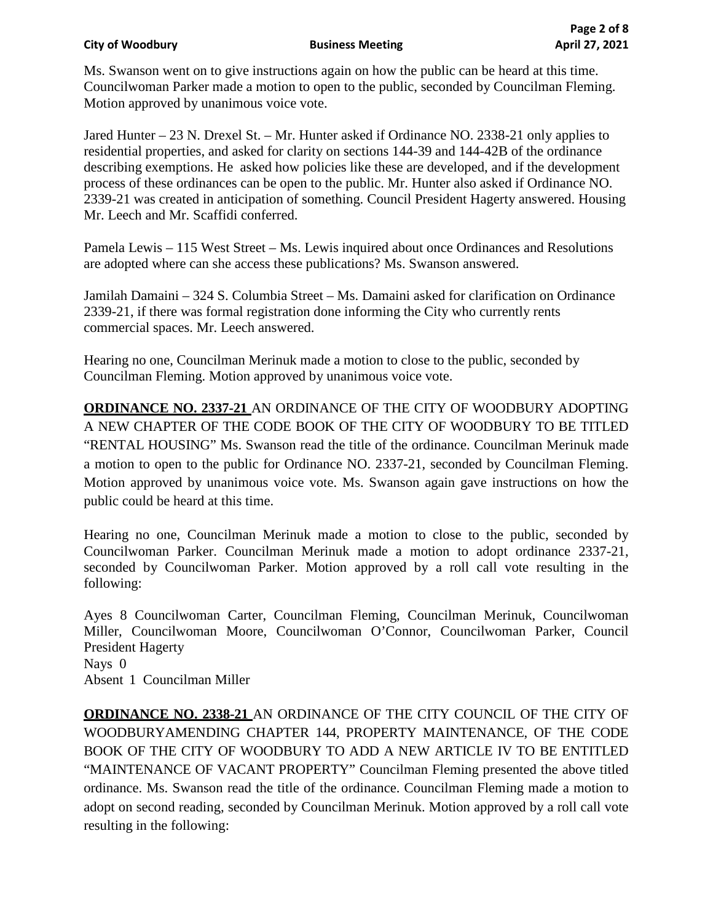Ms. Swanson went on to give instructions again on how the public can be heard at this time. Councilwoman Parker made a motion to open to the public, seconded by Councilman Fleming. Motion approved by unanimous voice vote.

Jared Hunter – 23 N. Drexel St. – Mr. Hunter asked if Ordinance NO. 2338-21 only applies to residential properties, and asked for clarity on sections 144-39 and 144-42B of the ordinance describing exemptions. He asked how policies like these are developed, and if the development process of these ordinances can be open to the public. Mr. Hunter also asked if Ordinance NO. 2339-21 was created in anticipation of something. Council President Hagerty answered. Housing Mr. Leech and Mr. Scaffidi conferred.

Pamela Lewis – 115 West Street – Ms. Lewis inquired about once Ordinances and Resolutions are adopted where can she access these publications? Ms. Swanson answered.

Jamilah Damaini – 324 S. Columbia Street – Ms. Damaini asked for clarification on Ordinance 2339-21, if there was formal registration done informing the City who currently rents commercial spaces. Mr. Leech answered.

Hearing no one, Councilman Merinuk made a motion to close to the public, seconded by Councilman Fleming. Motion approved by unanimous voice vote.

**ORDINANCE NO. 2337-21** AN ORDINANCE OF THE CITY OF WOODBURY ADOPTING A NEW CHAPTER OF THE CODE BOOK OF THE CITY OF WOODBURY TO BE TITLED "RENTAL HOUSING" Ms. Swanson read the title of the ordinance. Councilman Merinuk made a motion to open to the public for Ordinance NO. 2337-21, seconded by Councilman Fleming. Motion approved by unanimous voice vote. Ms. Swanson again gave instructions on how the public could be heard at this time.

Hearing no one, Councilman Merinuk made a motion to close to the public, seconded by Councilwoman Parker. Councilman Merinuk made a motion to adopt ordinance 2337-21, seconded by Councilwoman Parker. Motion approved by a roll call vote resulting in the following:

Ayes 8 Councilwoman Carter, Councilman Fleming, Councilman Merinuk, Councilwoman Miller, Councilwoman Moore, Councilwoman O'Connor, Councilwoman Parker, Council President Hagerty
Nays 0
Absent 1 Councilman Miller

**ORDINANCE NO. 2338-21** AN ORDINANCE OF THE CITY COUNCIL OF THE CITY OF WOODBURYAMENDING CHAPTER 144, PROPERTY MAINTENANCE, OF THE CODE BOOK OF THE CITY OF WOODBURY TO ADD A NEW ARTICLE IV TO BE ENTITLED "MAINTENANCE OF VACANT PROPERTY" Councilman Fleming presented the above titled ordinance. Ms. Swanson read the title of the ordinance. Councilman Fleming made a motion to adopt on second reading, seconded by Councilman Merinuk. Motion approved by a roll call vote resulting in the following: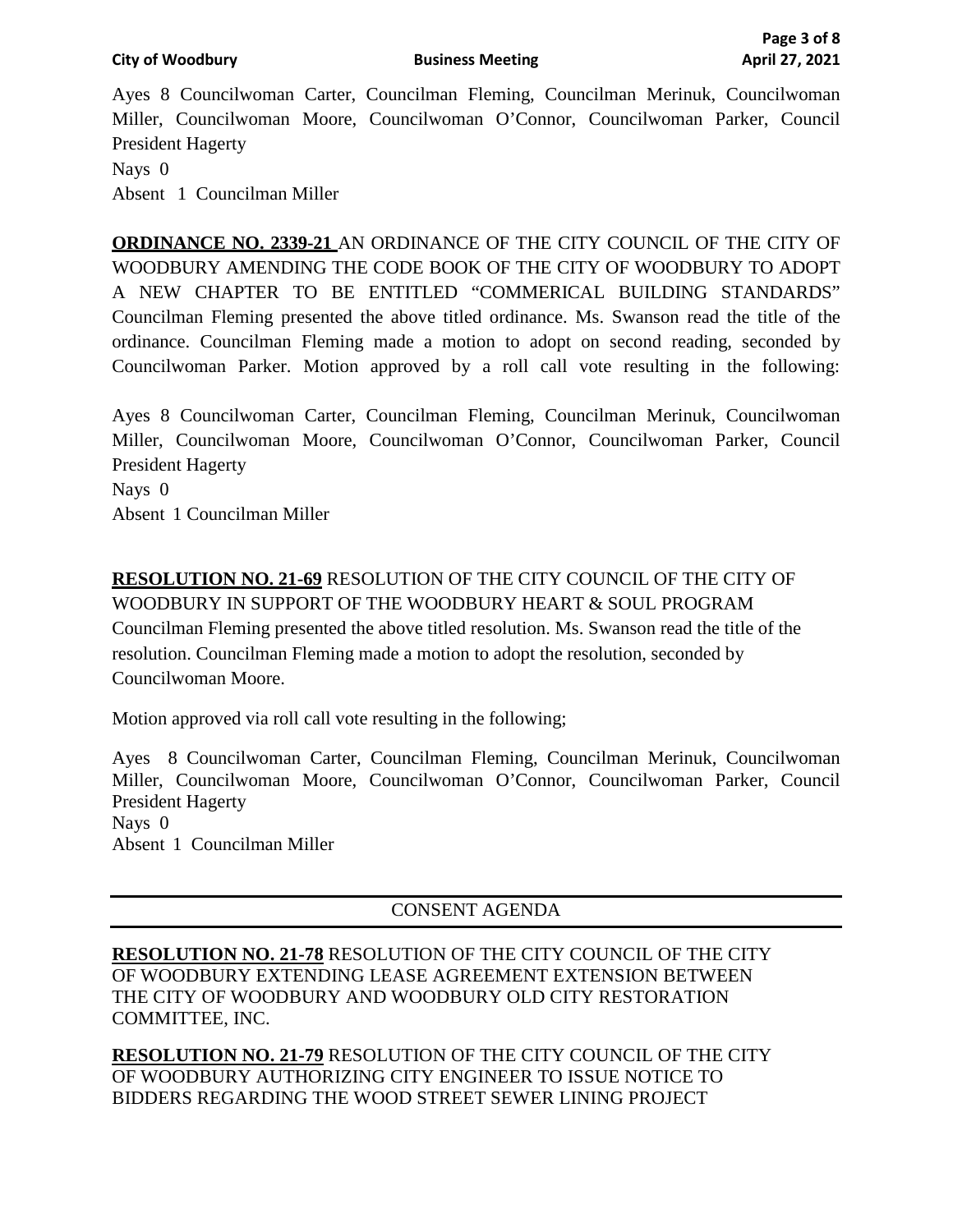Ayes 8 Councilwoman Carter, Councilman Fleming, Councilman Merinuk, Councilwoman Miller, Councilwoman Moore, Councilwoman O'Connor, Councilwoman Parker, Council President Hagerty
Nays 0
Absent 1 Councilman Miller

**ORDINANCE NO. 2339-21** AN ORDINANCE OF THE CITY COUNCIL OF THE CITY OF WOODBURY AMENDING THE CODE BOOK OF THE CITY OF WOODBURY TO ADOPT A NEW CHAPTER TO BE ENTITLED "COMMERICAL BUILDING STANDARDS" Councilman Fleming presented the above titled ordinance. Ms. Swanson read the title of the ordinance. Councilman Fleming made a motion to adopt on second reading, seconded by Councilwoman Parker. Motion approved by a roll call vote resulting in the following:

Ayes 8 Councilwoman Carter, Councilman Fleming, Councilman Merinuk, Councilwoman Miller, Councilwoman Moore, Councilwoman O'Connor, Councilwoman Parker, Council President Hagerty
Nays 0
Absent 1 Councilman Miller

**RESOLUTION NO. 21-69** RESOLUTION OF THE CITY COUNCIL OF THE CITY OF WOODBURY IN SUPPORT OF THE WOODBURY HEART & SOUL PROGRAM Councilman Fleming presented the above titled resolution. Ms. Swanson read the title of the resolution. Councilman Fleming made a motion to adopt the resolution, seconded by Councilwoman Moore.

Motion approved via roll call vote resulting in the following;

Ayes 8 Councilwoman Carter, Councilman Fleming, Councilman Merinuk, Councilwoman Miller, Councilwoman Moore, Councilwoman O'Connor, Councilwoman Parker, Council President Hagerty
Nays 0
Absent 1 Councilman Miller

## CONSENT AGENDA

**RESOLUTION NO. 21-78** RESOLUTION OF THE CITY COUNCIL OF THE CITY OF WOODBURY EXTENDING LEASE AGREEMENT EXTENSION BETWEEN THE CITY OF WOODBURY AND WOODBURY OLD CITY RESTORATION COMMITTEE, INC.

**RESOLUTION NO. 21-79** RESOLUTION OF THE CITY COUNCIL OF THE CITY OF WOODBURY AUTHORIZING CITY ENGINEER TO ISSUE NOTICE TO BIDDERS REGARDING THE WOOD STREET SEWER LINING PROJECT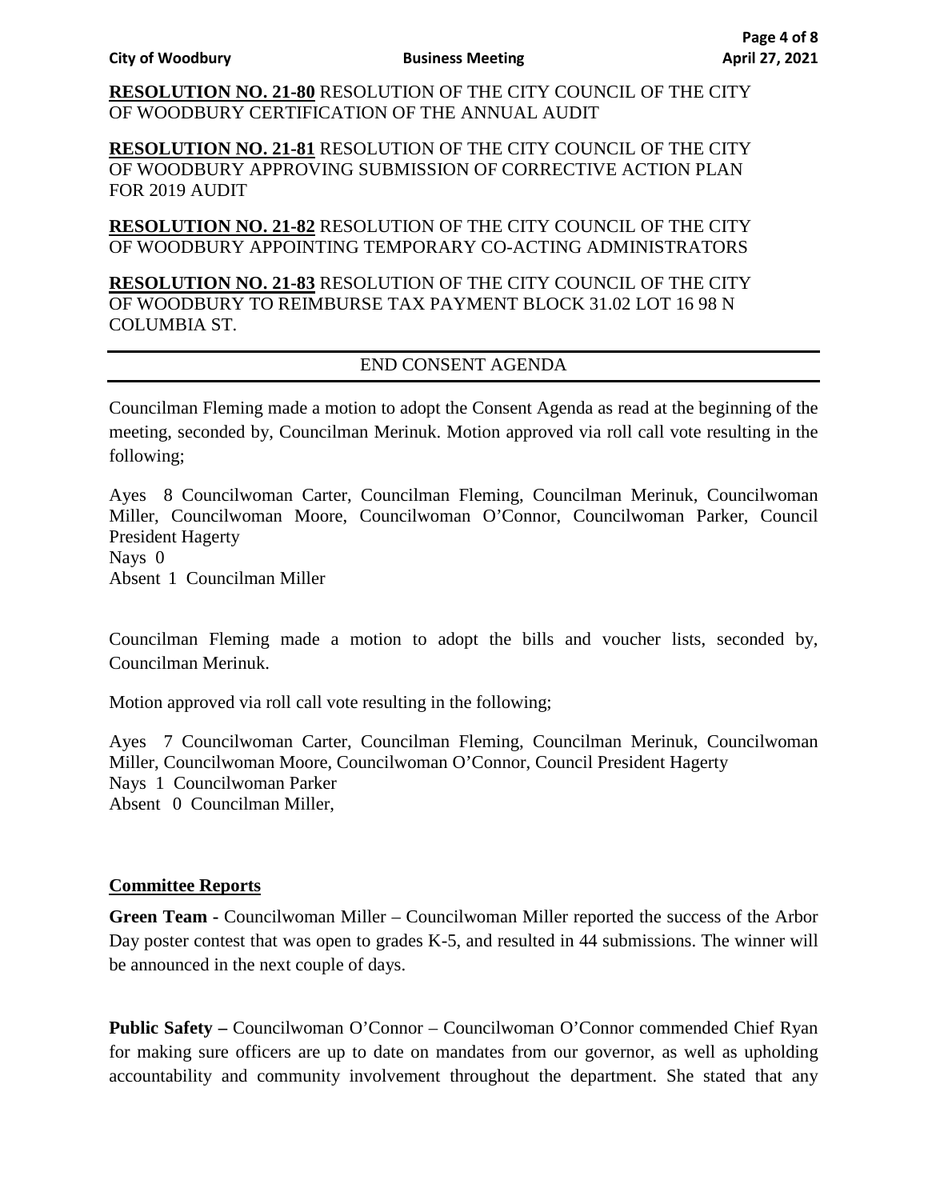**RESOLUTION NO. 21-80** RESOLUTION OF THE CITY COUNCIL OF THE CITY OF WOODBURY CERTIFICATION OF THE ANNUAL AUDIT

**RESOLUTION NO. 21-81** RESOLUTION OF THE CITY COUNCIL OF THE CITY OF WOODBURY APPROVING SUBMISSION OF CORRECTIVE ACTION PLAN FOR 2019 AUDIT

**RESOLUTION NO. 21-82** RESOLUTION OF THE CITY COUNCIL OF THE CITY OF WOODBURY APPOINTING TEMPORARY CO-ACTING ADMINISTRATORS

**RESOLUTION NO. 21-83** RESOLUTION OF THE CITY COUNCIL OF THE CITY OF WOODBURY TO REIMBURSE TAX PAYMENT BLOCK 31.02 LOT 16 98 N COLUMBIA ST.

---

END CONSENT AGENDA

---

Councilman Fleming made a motion to adopt the Consent Agenda as read at the beginning of the meeting, seconded by, Councilman Merinuk. Motion approved via roll call vote resulting in the following;

Ayes 8 Councilwoman Carter, Councilman Fleming, Councilman Merinuk, Councilwoman Miller, Councilwoman Moore, Councilwoman O'Connor, Councilwoman Parker, Council President Hagerty
Nays 0
Absent 1 Councilman Miller

Councilman Fleming made a motion to adopt the bills and voucher lists, seconded by, Councilman Merinuk.

Motion approved via roll call vote resulting in the following;

Ayes 7 Councilwoman Carter, Councilman Fleming, Councilman Merinuk, Councilwoman Miller, Councilwoman Moore, Councilwoman O'Connor, Council President Hagerty
Nays 1 Councilwoman Parker
Absent 0 Councilman Miller,

**Committee Reports**

**Green Team** - Councilwoman Miller – Councilwoman Miller reported the success of the Arbor Day poster contest that was open to grades K-5, and resulted in 44 submissions. The winner will be announced in the next couple of days.

**Public Safety –** Councilwoman O'Connor – Councilwoman O'Connor commended Chief Ryan for making sure officers are up to date on mandates from our governor, as well as upholding accountability and community involvement throughout the department. She stated that any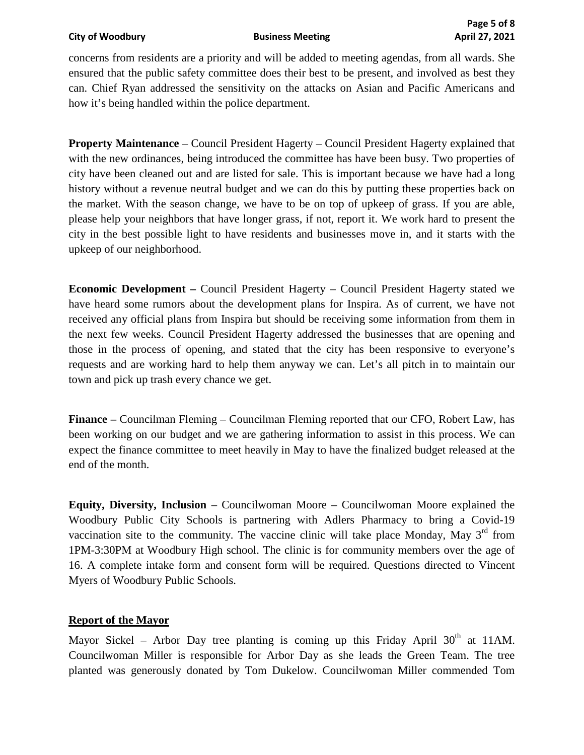concerns from residents are a priority and will be added to meeting agendas, from all wards. She ensured that the public safety committee does their best to be present, and involved as best they can. Chief Ryan addressed the sensitivity on the attacks on Asian and Pacific Americans and how it's being handled within the police department.

**Property Maintenance** – Council President Hagerty – Council President Hagerty explained that with the new ordinances, being introduced the committee has have been busy. Two properties of city have been cleaned out and are listed for sale. This is important because we have had a long history without a revenue neutral budget and we can do this by putting these properties back on the market. With the season change, we have to be on top of upkeep of grass. If you are able, please help your neighbors that have longer grass, if not, report it. We work hard to present the city in the best possible light to have residents and businesses move in, and it starts with the upkeep of our neighborhood.

**Economic Development –** Council President Hagerty – Council President Hagerty stated we have heard some rumors about the development plans for Inspira. As of current, we have not received any official plans from Inspira but should be receiving some information from them in the next few weeks. Council President Hagerty addressed the businesses that are opening and those in the process of opening, and stated that the city has been responsive to everyone's requests and are working hard to help them anyway we can. Let's all pitch in to maintain our town and pick up trash every chance we get.

**Finance –** Councilman Fleming – Councilman Fleming reported that our CFO, Robert Law, has been working on our budget and we are gathering information to assist in this process. We can expect the finance committee to meet heavily in May to have the finalized budget released at the end of the month.

**Equity, Diversity, Inclusion** – Councilwoman Moore – Councilwoman Moore explained the Woodbury Public City Schools is partnering with Adlers Pharmacy to bring a Covid-19 vaccination site to the community. The vaccine clinic will take place Monday, May 3rd from 1PM-3:30PM at Woodbury High school. The clinic is for community members over the age of 16. A complete intake form and consent form will be required. Questions directed to Vincent Myers of Woodbury Public Schools.

## Report of the Mayor

Mayor Sickel – Arbor Day tree planting is coming up this Friday April 30th at 11AM. Councilwoman Miller is responsible for Arbor Day as she leads the Green Team. The tree planted was generously donated by Tom Dukelow. Councilwoman Miller commended Tom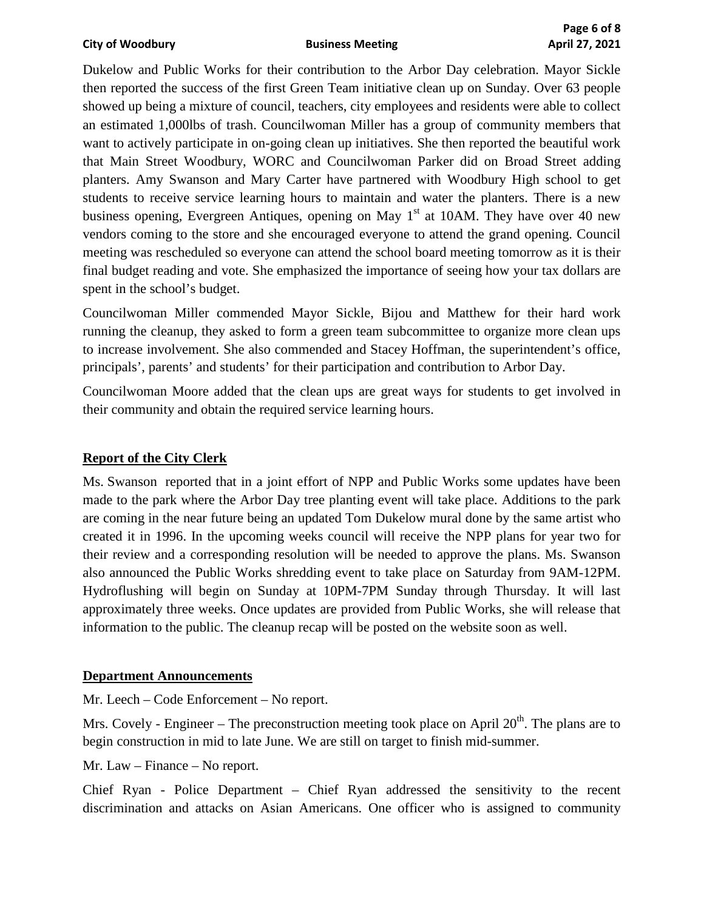Dukelow and Public Works for their contribution to the Arbor Day celebration. Mayor Sickle then reported the success of the first Green Team initiative clean up on Sunday. Over 63 people showed up being a mixture of council, teachers, city employees and residents were able to collect an estimated 1,000lbs of trash. Councilwoman Miller has a group of community members that want to actively participate in on-going clean up initiatives. She then reported the beautiful work that Main Street Woodbury, WORC and Councilwoman Parker did on Broad Street adding planters. Amy Swanson and Mary Carter have partnered with Woodbury High school to get students to receive service learning hours to maintain and water the planters. There is a new business opening, Evergreen Antiques, opening on May 1st at 10AM. They have over 40 new vendors coming to the store and she encouraged everyone to attend the grand opening. Council meeting was rescheduled so everyone can attend the school board meeting tomorrow as it is their final budget reading and vote. She emphasized the importance of seeing how your tax dollars are spent in the school's budget.

Councilwoman Miller commended Mayor Sickle, Bijou and Matthew for their hard work running the cleanup, they asked to form a green team subcommittee to organize more clean ups to increase involvement. She also commended and Stacey Hoffman, the superintendent's office, principals', parents' and students' for their participation and contribution to Arbor Day.

Councilwoman Moore added that the clean ups are great ways for students to get involved in their community and obtain the required service learning hours.

## Report of the City Clerk

Ms. Swanson reported that in a joint effort of NPP and Public Works some updates have been made to the park where the Arbor Day tree planting event will take place. Additions to the park are coming in the near future being an updated Tom Dukelow mural done by the same artist who created it in 1996. In the upcoming weeks council will receive the NPP plans for year two for their review and a corresponding resolution will be needed to approve the plans. Ms. Swanson also announced the Public Works shredding event to take place on Saturday from 9AM-12PM. Hydroflushing will begin on Sunday at 10PM-7PM Sunday through Thursday. It will last approximately three weeks. Once updates are provided from Public Works, she will release that information to the public. The cleanup recap will be posted on the website soon as well.

## Department Announcements

Mr. Leech – Code Enforcement – No report.

Mrs. Covely - Engineer – The preconstruction meeting took place on April 20th. The plans are to begin construction in mid to late June. We are still on target to finish mid-summer.

Mr. Law – Finance – No report.

Chief Ryan - Police Department – Chief Ryan addressed the sensitivity to the recent discrimination and attacks on Asian Americans. One officer who is assigned to community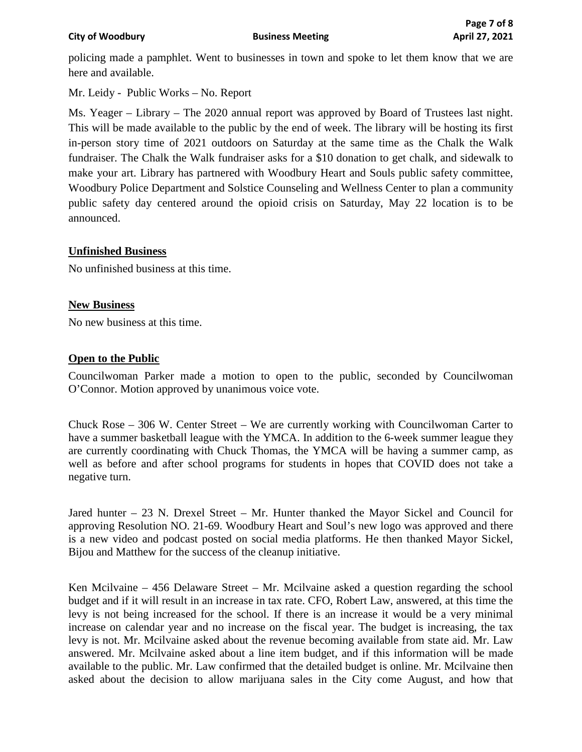policing made a pamphlet. Went to businesses in town and spoke to let them know that we are here and available.

Mr. Leidy - Public Works – No. Report

Ms. Yeager – Library – The 2020 annual report was approved by Board of Trustees last night. This will be made available to the public by the end of week. The library will be hosting its first in-person story time of 2021 outdoors on Saturday at the same time as the Chalk the Walk fundraiser. The Chalk the Walk fundraiser asks for a $10 donation to get chalk, and sidewalk to make your art. Library has partnered with Woodbury Heart and Souls public safety committee, Woodbury Police Department and Solstice Counseling and Wellness Center to plan a community public safety day centered around the opioid crisis on Saturday, May 22 location is to be announced.

## Unfinished Business

No unfinished business at this time.

## New Business

No new business at this time.

## Open to the Public

Councilwoman Parker made a motion to open to the public, seconded by Councilwoman O'Connor. Motion approved by unanimous voice vote.

Chuck Rose – 306 W. Center Street – We are currently working with Councilwoman Carter to have a summer basketball league with the YMCA. In addition to the 6-week summer league they are currently coordinating with Chuck Thomas, the YMCA will be having a summer camp, as well as before and after school programs for students in hopes that COVID does not take a negative turn.

Jared hunter – 23 N. Drexel Street – Mr. Hunter thanked the Mayor Sickel and Council for approving Resolution NO. 21-69. Woodbury Heart and Soul's new logo was approved and there is a new video and podcast posted on social media platforms. He then thanked Mayor Sickel, Bijou and Matthew for the success of the cleanup initiative.

Ken Mcilvaine – 456 Delaware Street – Mr. Mcilvaine asked a question regarding the school budget and if it will result in an increase in tax rate. CFO, Robert Law, answered, at this time the levy is not being increased for the school. If there is an increase it would be a very minimal increase on calendar year and no increase on the fiscal year. The budget is increasing, the tax levy is not. Mr. Mcilvaine asked about the revenue becoming available from state aid. Mr. Law answered. Mr. Mcilvaine asked about a line item budget, and if this information will be made available to the public. Mr. Law confirmed that the detailed budget is online. Mr. Mcilvaine then asked about the decision to allow marijuana sales in the City come August, and how that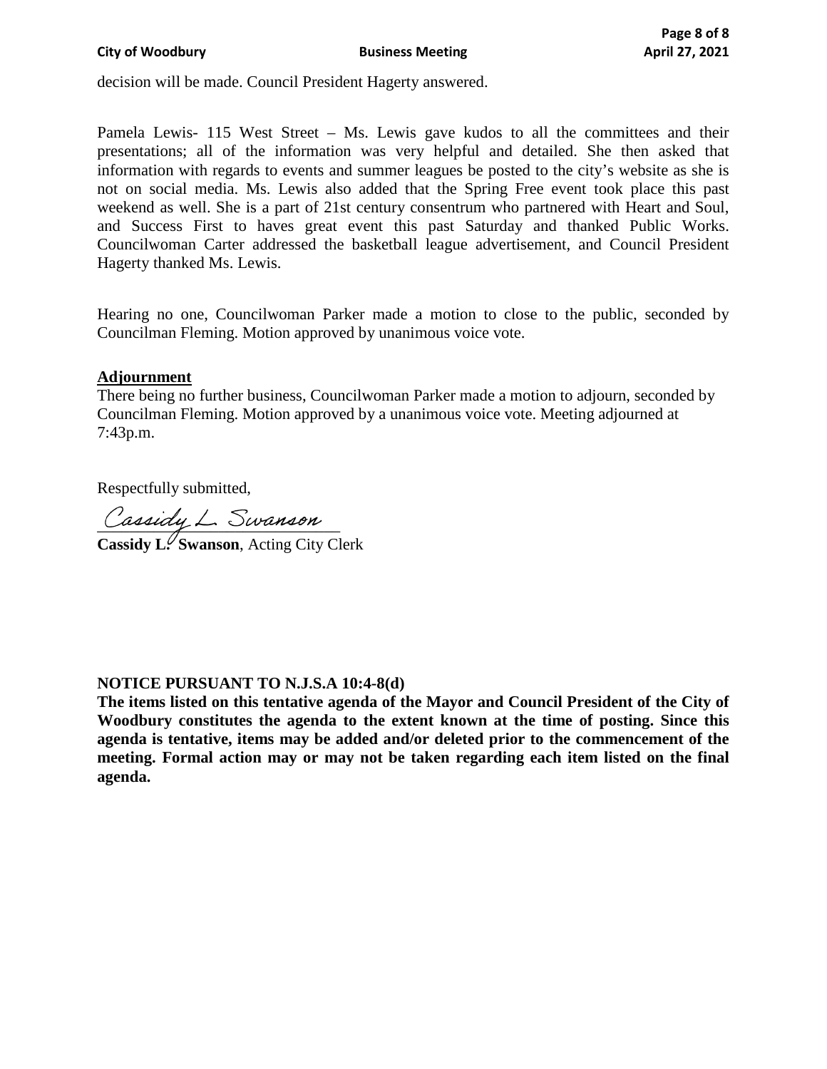decision will be made. Council President Hagerty answered.

Pamela Lewis- 115 West Street – Ms. Lewis gave kudos to all the committees and their presentations; all of the information was very helpful and detailed. She then asked that information with regards to events and summer leagues be posted to the city's website as she is not on social media. Ms. Lewis also added that the Spring Free event took place this past weekend as well. She is a part of 21st century consentrum who partnered with Heart and Soul, and Success First to haves great event this past Saturday and thanked Public Works. Councilwoman Carter addressed the basketball league advertisement, and Council President Hagerty thanked Ms. Lewis.

Hearing no one, Councilwoman Parker made a motion to close to the public, seconded by Councilman Fleming. Motion approved by unanimous voice vote.

**Adjournment**

There being no further business, Councilwoman Parker made a motion to adjourn, seconded by Councilman Fleming. Motion approved by a unanimous voice vote. Meeting adjourned at 7:43p.m.

Respectfully submitted,

Cassidy L. Swanson

**Cassidy L. Swanson**, Acting City Clerk

**NOTICE PURSUANT TO N.J.S.A 10:4-8(d)**

**The items listed on this tentative agenda of the Mayor and Council President of the City of Woodbury constitutes the agenda to the extent known at the time of posting. Since this agenda is tentative, items may be added and/or deleted prior to the commencement of the meeting. Formal action may or may not be taken regarding each item listed on the final agenda.**